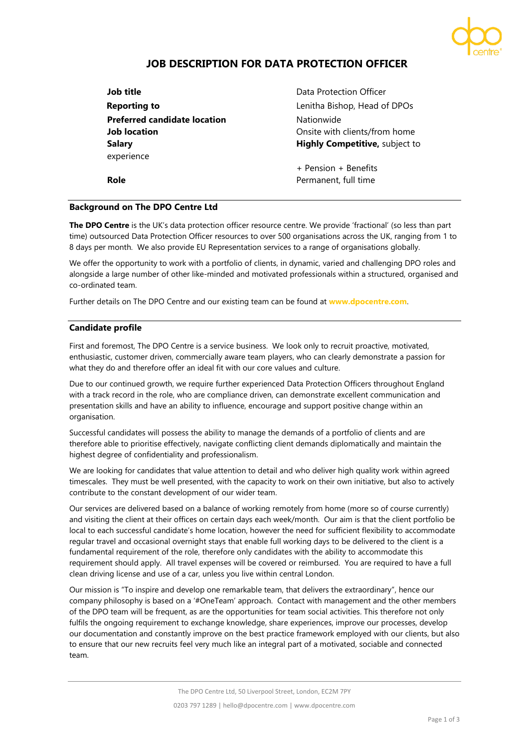# JOB DESCRIPTION FOR DATA PROTECTION OFFICER

| | |
|---|---|
| **Job title** | Data Protection Officer |
| **Reporting to** | Lenitha Bishop, Head of DPOs |
| **Preferred candidate location** | Nationwide |
| **Job location** | Onsite with clients/from home |
| **Salary** | **Highly Competitive,** subject to experience + Pension + Benefits |
| **Role** | Permanent, full time |

## Background on The DPO Centre Ltd

**The DPO Centre** is the UK's data protection officer resource centre. We provide 'fractional' (so less than part time) outsourced Data Protection Officer resources to over 500 organisations across the UK, ranging from 1 to 8 days per month. We also provide EU Representation services to a range of organisations globally.

We offer the opportunity to work with a portfolio of clients, in dynamic, varied and challenging DPO roles and alongside a large number of other like-minded and motivated professionals within a structured, organised and co-ordinated team.

Further details on The DPO Centre and our existing team can be found at **www.dpocentre.com**.

## Candidate profile

First and foremost, The DPO Centre is a service business. We look only to recruit proactive, motivated, enthusiastic, customer driven, commercially aware team players, who can clearly demonstrate a passion for what they do and therefore offer an ideal fit with our core values and culture.

Due to our continued growth, we require further experienced Data Protection Officers throughout England with a track record in the role, who are compliance driven, can demonstrate excellent communication and presentation skills and have an ability to influence, encourage and support positive change within an organisation.

Successful candidates will possess the ability to manage the demands of a portfolio of clients and are therefore able to prioritise effectively, navigate conflicting client demands diplomatically and maintain the highest degree of confidentiality and professionalism.

We are looking for candidates that value attention to detail and who deliver high quality work within agreed timescales. They must be well presented, with the capacity to work on their own initiative, but also to actively contribute to the constant development of our wider team.

Our services are delivered based on a balance of working remotely from home (more so of course currently) and visiting the client at their offices on certain days each week/month. Our aim is that the client portfolio be local to each successful candidate's home location, however the need for sufficient flexibility to accommodate regular travel and occasional overnight stays that enable full working days to be delivered to the client is a fundamental requirement of the role, therefore only candidates with the ability to accommodate this requirement should apply. All travel expenses will be covered or reimbursed. You are required to have a full clean driving license and use of a car, unless you live within central London.

Our mission is "To inspire and develop one remarkable team, that delivers the extraordinary", hence our company philosophy is based on a '#OneTeam' approach. Contact with management and the other members of the DPO team will be frequent, as are the opportunities for team social activities. This therefore not only fulfils the ongoing requirement to exchange knowledge, share experiences, improve our processes, develop our documentation and constantly improve on the best practice framework employed with our clients, but also to ensure that our new recruits feel very much like an integral part of a motivated, sociable and connected team.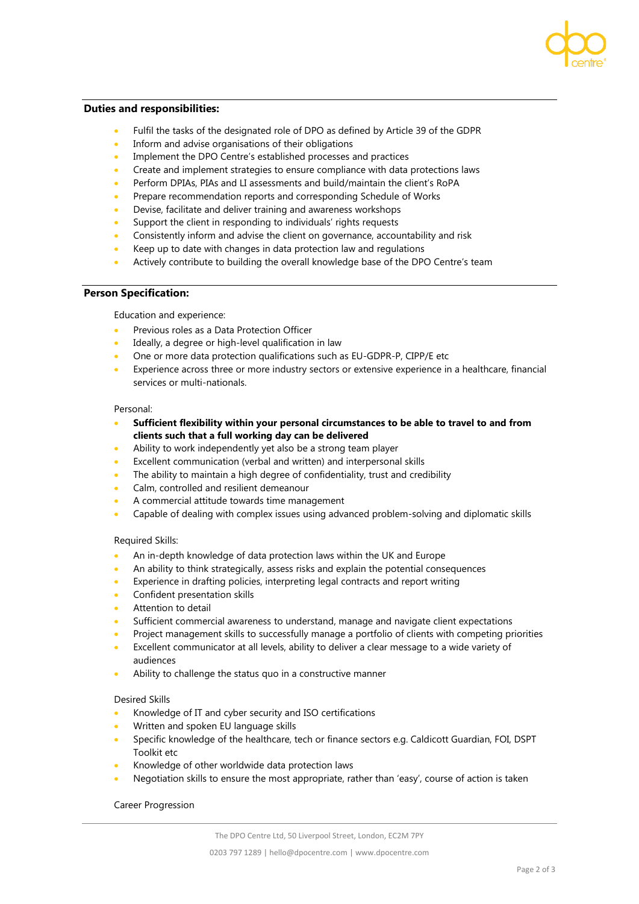## Duties and responsibilities:

- Fulfil the tasks of the designated role of DPO as defined by Article 39 of the GDPR
- Inform and advise organisations of their obligations
- Implement the DPO Centre's established processes and practices
- Create and implement strategies to ensure compliance with data protections laws
- Perform DPIAs, PIAs and LI assessments and build/maintain the client's RoPA
- Prepare recommendation reports and corresponding Schedule of Works
- Devise, facilitate and deliver training and awareness workshops
- Support the client in responding to individuals' rights requests
- Consistently inform and advise the client on governance, accountability and risk
- Keep up to date with changes in data protection law and regulations
- Actively contribute to building the overall knowledge base of the DPO Centre's team

## Person Specification:

Education and experience:

- Previous roles as a Data Protection Officer
- Ideally, a degree or high-level qualification in law
- One or more data protection qualifications such as EU-GDPR-P, CIPP/E etc
- Experience across three or more industry sectors or extensive experience in a healthcare, financial services or multi-nationals.

Personal:

- **Sufficient flexibility within your personal circumstances to be able to travel to and from clients such that a full working day can be delivered**
- Ability to work independently yet also be a strong team player
- Excellent communication (verbal and written) and interpersonal skills
- The ability to maintain a high degree of confidentiality, trust and credibility
- Calm, controlled and resilient demeanour
- A commercial attitude towards time management
- Capable of dealing with complex issues using advanced problem-solving and diplomatic skills

Required Skills:

- An in-depth knowledge of data protection laws within the UK and Europe
- An ability to think strategically, assess risks and explain the potential consequences
- Experience in drafting policies, interpreting legal contracts and report writing
- Confident presentation skills
- Attention to detail
- Sufficient commercial awareness to understand, manage and navigate client expectations
- Project management skills to successfully manage a portfolio of clients with competing priorities
- Excellent communicator at all levels, ability to deliver a clear message to a wide variety of audiences
- Ability to challenge the status quo in a constructive manner

Desired Skills

- Knowledge of IT and cyber security and ISO certifications
- Written and spoken EU language skills
- Specific knowledge of the healthcare, tech or finance sectors e.g. Caldicott Guardian, FOI, DSPT Toolkit etc
- Knowledge of other worldwide data protection laws
- Negotiation skills to ensure the most appropriate, rather than 'easy', course of action is taken

Career Progression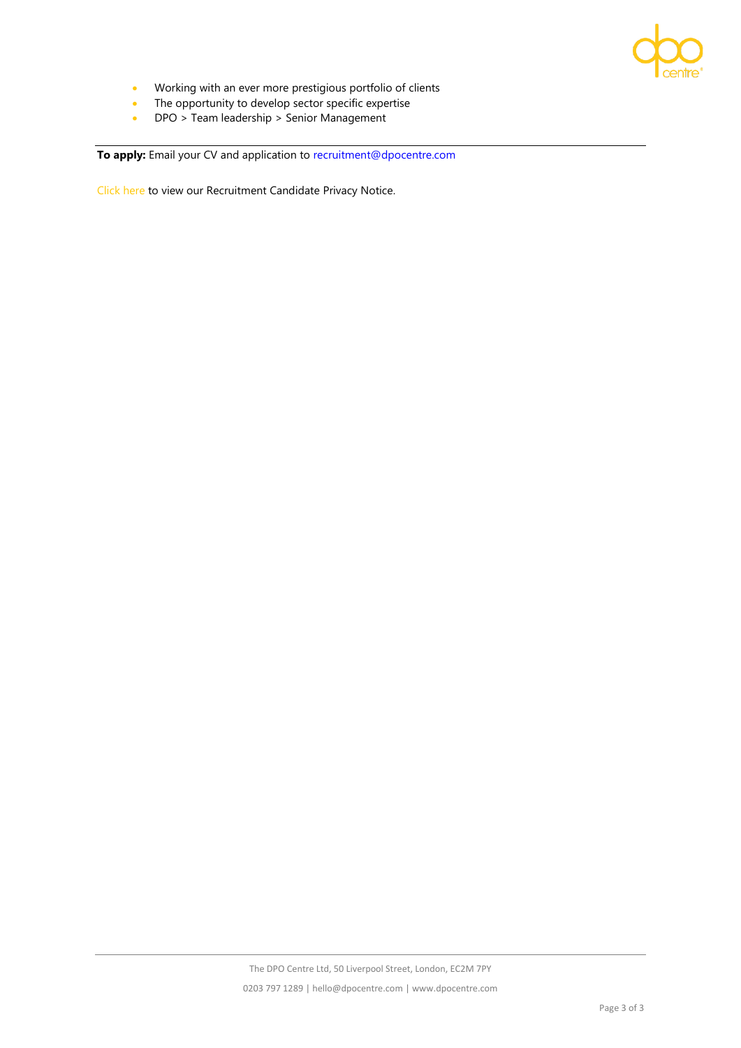- Working with an ever more prestigious portfolio of clients
- The opportunity to develop sector specific expertise
- DPO > Team leadership > Senior Management

---

**To apply:** Email your CV and application to recruitment@dpocentre.com

Click here to view our Recruitment Candidate Privacy Notice.

The DPO Centre Ltd, 50 Liverpool Street, London, EC2M 7PY

0203 797 1289 | hello@dpocentre.com | www.dpocentre.com